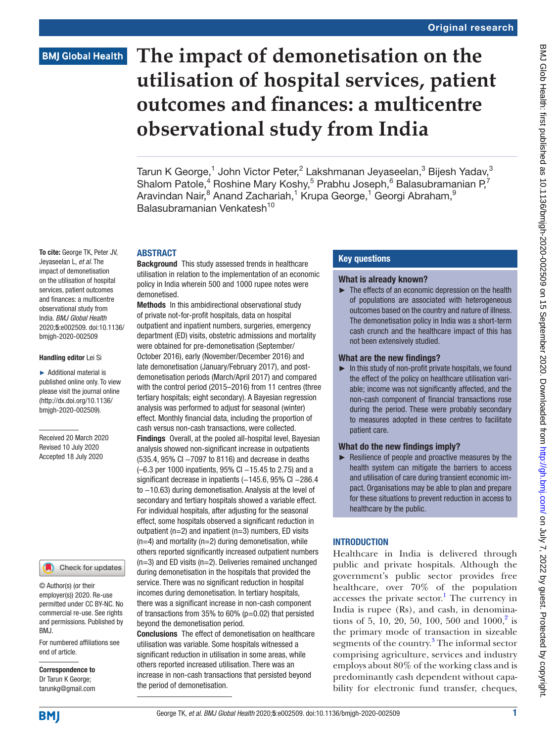# The impact of demonetisation on the utilisation of hospital services, patient outcomes and finances: a multicentre observational study from India

Tarun K George,[1] John Victor Peter,[2] Lakshmanan Jeyaseelan,[3] Bijesh Yadav,[3] Shalom Patole,[4] Roshine Mary Koshy,[5] Prabhu Joseph,[6] Balasubramanian P,[7] Aravindan Nair,[8] Anand Zachariah,[1] Krupa George,[1] Georgi Abraham,[9] Balasubramanian Venkatesh[10]

**To cite:** George TK, Peter JV, Jeyaseelan L, *et al*. The impact of demonetisation on the utilisation of hospital services, patient outcomes and finances: a multicentre observational study from India. *BMJ Global Health* 2020;**5**:e002509. doi:10.1136/bmjgh-2020-002509

**Handling editor** Lei Si

► Additional material is published online only. To view please visit the journal online (http://dx.doi.org/10.1136/bmjgh-2020-002509).

Received 20 March 2020
Revised 10 July 2020
Accepted 18 July 2020

© Author(s) (or their employer(s)) 2020. Re-use permitted under CC BY-NC. No commercial re-use. See rights and permissions. Published by BMJ.

For numbered affiliations see end of article.

**Correspondence to**
Dr Tarun K George;
tarunkg@gmail.com

## ABSTRACT

**Background** This study assessed trends in healthcare utilisation in relation to the implementation of an economic policy in India wherein 500 and 1000 rupee notes were demonetised.

**Methods** In this ambidirectional observational study of private not-for-profit hospitals, data on hospital outpatient and inpatient numbers, surgeries, emergency department (ED) visits, obstetric admissions and mortality were obtained for pre-demonetisation (September/October 2016), early (November/December 2016) and late demonetisation (January/February 2017), and post-demonetisation periods (March/April 2017) and compared with the control period (2015–2016) from 11 centres (three tertiary hospitals; eight secondary). A Bayesian regression analysis was performed to adjust for seasonal (winter) effect. Monthly financial data, including the proportion of cash versus non-cash transactions, were collected.

**Findings** Overall, at the pooled all-hospital level, Bayesian analysis showed non-significant increase in outpatients (535.4, 95% CI −7097 to 8116) and decrease in deaths (−6.3 per 1000 inpatients, 95% CI −15.45 to 2.75) and a significant decrease in inpatients (−145.6, 95% CI −286.4 to −10.63) during demonetisation. Analysis at the level of secondary and tertiary hospitals showed a variable effect. For individual hospitals, after adjusting for the seasonal effect, some hospitals observed a significant reduction in outpatient (n=2) and inpatient (n=3) numbers, ED visits (n=4) and mortality (n=2) during demonetisation, while others reported significantly increased outpatient numbers (n=3) and ED visits (n=2). Deliveries remained unchanged during demonetisation in the hospitals that provided the service. There was no significant reduction in hospital incomes during demonetisation. In tertiary hospitals, there was a significant increase in non-cash component of transactions from 35% to 60% (p=0.02) that persisted beyond the demonetisation period.

**Conclusions** The effect of demonetisation on healthcare utilisation was variable. Some hospitals witnessed a significant reduction in utilisation in some areas, while others reported increased utilisation. There was an increase in non-cash transactions that persisted beyond the period of demonetisation.

## Key questions

### What is already known?

► The effects of an economic depression on the health of populations are associated with heterogeneous outcomes based on the country and nature of illness. The demonetisation policy in India was a short-term cash crunch and the healthcare impact of this has not been extensively studied.

### What are the new findings?

► In this study of non-profit private hospitals, we found the effect of the policy on healthcare utilisation variable; income was not significantly affected, and the non-cash component of financial transactions rose during the period. These were probably secondary to measures adopted in these centres to facilitate patient care.

### What do the new findings imply?

► Resilience of people and proactive measures by the health system can mitigate the barriers to access and utilisation of care during transient economic impact. Organisations may be able to plan and prepare for these situations to prevent reduction in access to healthcare by the public.

## INTRODUCTION

Healthcare in India is delivered through public and private hospitals. Although the government's public sector provides free healthcare, over 70% of the population accesses the private sector.[1] The currency in India is rupee (Rs), and cash, in denominations of 5, 10, 20, 50, 100, 500 and 1000,[2] is the primary mode of transaction in sizeable segments of the country.[3] The informal sector comprising agriculture, services and industry employs about 80% of the working class and is predominantly cash dependent without capability for electronic fund transfer, cheques,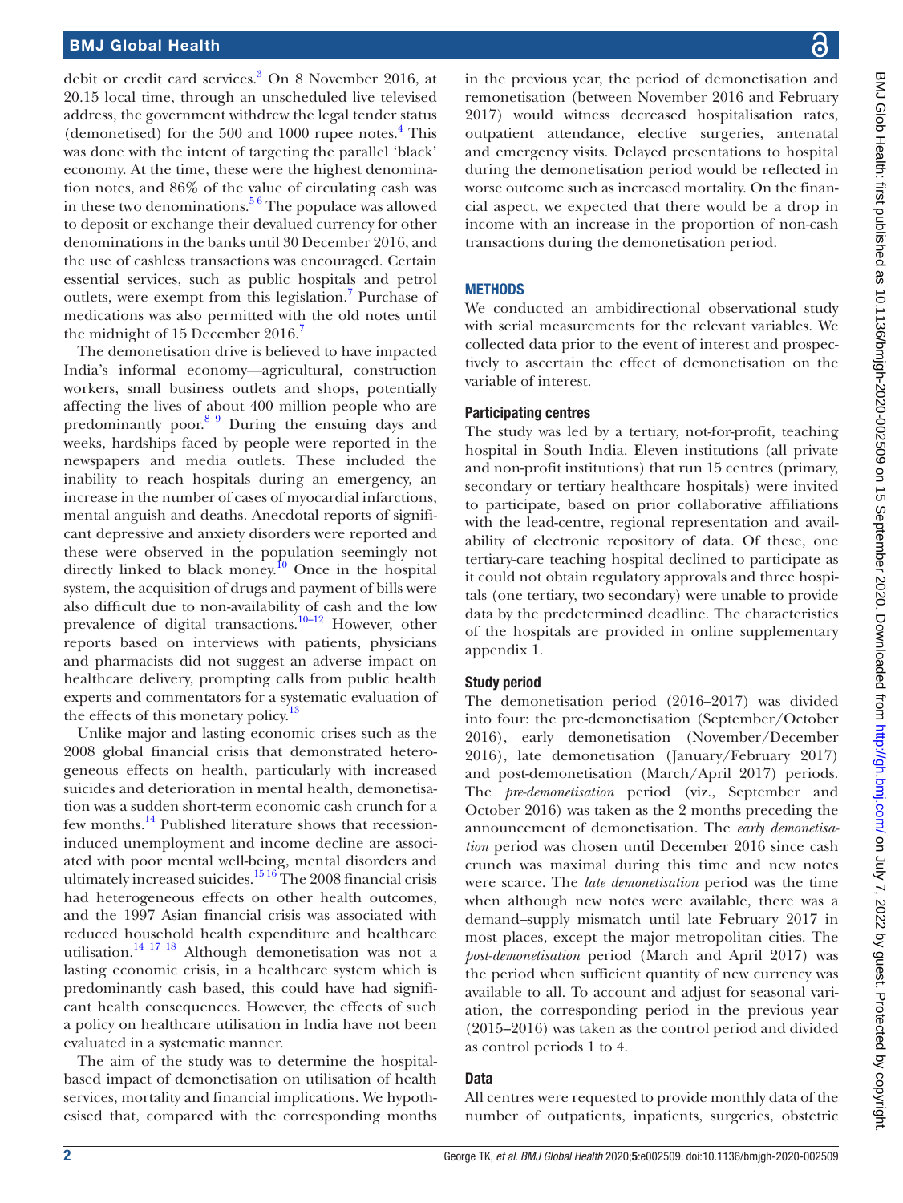debit or credit card services.[3] On 8 November 2016, at 20.15 local time, through an unscheduled live televised address, the government withdrew the legal tender status (demonetised) for the 500 and 1000 rupee notes.[4] This was done with the intent of targeting the parallel 'black' economy. At the time, these were the highest denomination notes, and 86% of the value of circulating cash was in these two denominations.[5 6] The populace was allowed to deposit or exchange their devalued currency for other denominations in the banks until 30 December 2016, and the use of cashless transactions was encouraged. Certain essential services, such as public hospitals and petrol outlets, were exempt from this legislation.[7] Purchase of medications was also permitted with the old notes until the midnight of 15 December 2016.[7]

The demonetisation drive is believed to have impacted India's informal economy—agricultural, construction workers, small business outlets and shops, potentially affecting the lives of about 400 million people who are predominantly poor.[8 9] During the ensuing days and weeks, hardships faced by people were reported in the newspapers and media outlets. These included the inability to reach hospitals during an emergency, an increase in the number of cases of myocardial infarctions, mental anguish and deaths. Anecdotal reports of significant depressive and anxiety disorders were reported and these were observed in the population seemingly not directly linked to black money.[10] Once in the hospital system, the acquisition of drugs and payment of bills were also difficult due to non-availability of cash and the low prevalence of digital transactions.[10–12] However, other reports based on interviews with patients, physicians and pharmacists did not suggest an adverse impact on healthcare delivery, prompting calls from public health experts and commentators for a systematic evaluation of the effects of this monetary policy.[13]

Unlike major and lasting economic crises such as the 2008 global financial crisis that demonstrated heterogeneous effects on health, particularly with increased suicides and deterioration in mental health, demonetisation was a sudden short-term economic cash crunch for a few months.[14] Published literature shows that recession-induced unemployment and income decline are associated with poor mental well-being, mental disorders and ultimately increased suicides.[15 16] The 2008 financial crisis had heterogeneous effects on other health outcomes, and the 1997 Asian financial crisis was associated with reduced household health expenditure and healthcare utilisation.[14 17 18] Although demonetisation was not a lasting economic crisis, in a healthcare system which is predominantly cash based, this could have had significant health consequences. However, the effects of such a policy on healthcare utilisation in India have not been evaluated in a systematic manner.

The aim of the study was to determine the hospital-based impact of demonetisation on utilisation of health services, mortality and financial implications. We hypothesised that, compared with the corresponding months in the previous year, the period of demonetisation and remonetisation (between November 2016 and February 2017) would witness decreased hospitalisation rates, outpatient attendance, elective surgeries, antenatal and emergency visits. Delayed presentations to hospital during the demonetisation period would be reflected in worse outcome such as increased mortality. On the financial aspect, we expected that there would be a drop in income with an increase in the proportion of non-cash transactions during the demonetisation period.

## METHODS

We conducted an ambidirectional observational study with serial measurements for the relevant variables. We collected data prior to the event of interest and prospectively to ascertain the effect of demonetisation on the variable of interest.

### Participating centres

The study was led by a tertiary, not-for-profit, teaching hospital in South India. Eleven institutions (all private and non-profit institutions) that run 15 centres (primary, secondary or tertiary healthcare hospitals) were invited to participate, based on prior collaborative affiliations with the lead-centre, regional representation and availability of electronic repository of data. Of these, one tertiary-care teaching hospital declined to participate as it could not obtain regulatory approvals and three hospitals (one tertiary, two secondary) were unable to provide data by the predetermined deadline. The characteristics of the hospitals are provided in online supplementary appendix 1.

### Study period

The demonetisation period (2016–2017) was divided into four: the pre-demonetisation (September/October 2016), early demonetisation (November/December 2016), late demonetisation (January/February 2017) and post-demonetisation (March/April 2017) periods. The *pre-demonetisation* period (viz., September and October 2016) was taken as the 2 months preceding the announcement of demonetisation. The *early demonetisation* period was chosen until December 2016 since cash crunch was maximal during this time and new notes were scarce. The *late demonetisation* period was the time when although new notes were available, there was a demand–supply mismatch until late February 2017 in most places, except the major metropolitan cities. The *post-demonetisation* period (March and April 2017) was the period when sufficient quantity of new currency was available to all. To account and adjust for seasonal variation, the corresponding period in the previous year (2015–2016) was taken as the control period and divided as control periods 1 to 4.

### Data

All centres were requested to provide monthly data of the number of outpatients, inpatients, surgeries, obstetric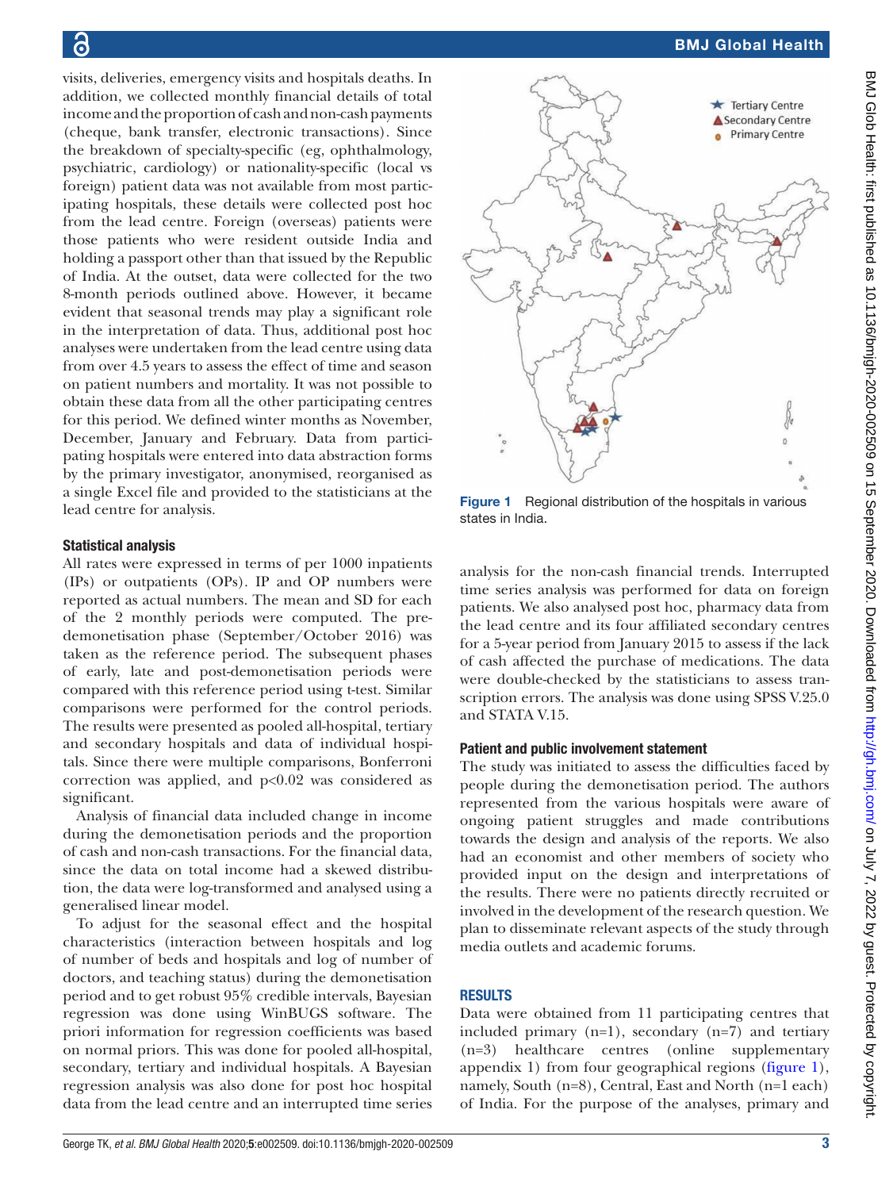visits, deliveries, emergency visits and hospitals deaths. In addition, we collected monthly financial details of total income and the proportion of cash and non-cash payments (cheque, bank transfer, electronic transactions). Since the breakdown of specialty-specific (eg, ophthalmology, psychiatric, cardiology) or nationality-specific (local vs foreign) patient data was not available from most participating hospitals, these details were collected post hoc from the lead centre. Foreign (overseas) patients were those patients who were resident outside India and holding a passport other than that issued by the Republic of India. At the outset, data were collected for the two 8-month periods outlined above. However, it became evident that seasonal trends may play a significant role in the interpretation of data. Thus, additional post hoc analyses were undertaken from the lead centre using data from over 4.5 years to assess the effect of time and season on patient numbers and mortality. It was not possible to obtain these data from all the other participating centres for this period. We defined winter months as November, December, January and February. Data from participating hospitals were entered into data abstraction forms by the primary investigator, anonymised, reorganised as a single Excel file and provided to the statisticians at the lead centre for analysis.

### Statistical analysis

All rates were expressed in terms of per 1000 inpatients (IPs) or outpatients (OPs). IP and OP numbers were reported as actual numbers. The mean and SD for each of the 2 monthly periods were computed. The pre-demonetisation phase (September/October 2016) was taken as the reference period. The subsequent phases of early, late and post-demonetisation periods were compared with this reference period using t-test. Similar comparisons were performed for the control periods. The results were presented as pooled all-hospital, tertiary and secondary hospitals and data of individual hospitals. Since there were multiple comparisons, Bonferroni correction was applied, and p<0.02 was considered as significant.

Analysis of financial data included change in income during the demonetisation periods and the proportion of cash and non-cash transactions. For the financial data, since the data on total income had a skewed distribution, the data were log-transformed and analysed using a generalised linear model.

To adjust for the seasonal effect and the hospital characteristics (interaction between hospitals and log of number of beds and hospitals and log of number of doctors, and teaching status) during the demonetisation period and to get robust 95% credible intervals, Bayesian regression was done using WinBUGS software. The priori information for regression coefficients was based on normal priors. This was done for pooled all-hospital, secondary, tertiary and individual hospitals. A Bayesian regression analysis was also done for post hoc hospital data from the lead centre and an interrupted time series analysis for the non-cash financial trends. Interrupted time series analysis was performed for data on foreign patients. We also analysed post hoc, pharmacy data from the lead centre and its four affiliated secondary centres for a 5-year period from January 2015 to assess if the lack of cash affected the purchase of medications. The data were double-checked by the statisticians to assess transcription errors. The analysis was done using SPSS V.25.0 and STATA V.15.

Figure 1 Regional distribution of the hospitals in various states in India.

### Patient and public involvement statement

The study was initiated to assess the difficulties faced by people during the demonetisation period. The authors represented from the various hospitals were aware of ongoing patient struggles and made contributions towards the design and analysis of the reports. We also had an economist and other members of society who provided input on the design and interpretations of the results. There were no patients directly recruited or involved in the development of the research question. We plan to disseminate relevant aspects of the study through media outlets and academic forums.

## RESULTS

Data were obtained from 11 participating centres that included primary (n=1), secondary (n=7) and tertiary (n=3) healthcare centres (online supplementary appendix 1) from four geographical regions (figure 1), namely, South (n=8), Central, East and North (n=1 each) of India. For the purpose of the analyses, primary and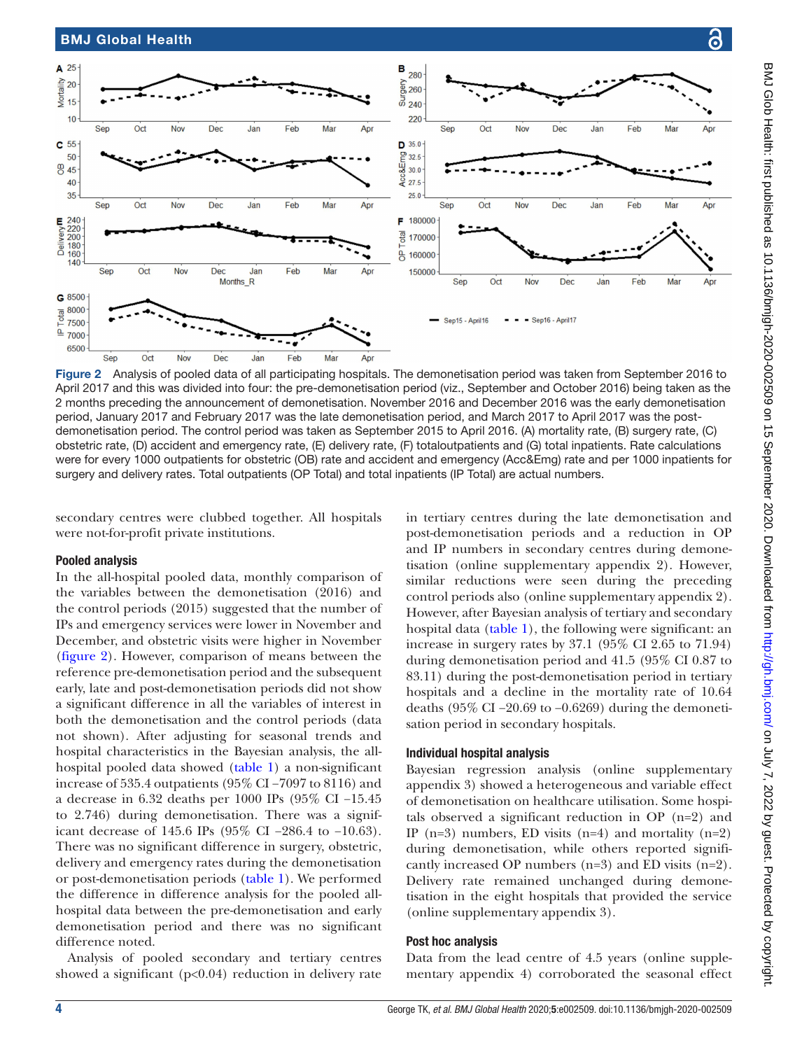Figure 2 Analysis of pooled data of all participating hospitals. The demonetisation period was taken from September 2016 to April 2017 and this was divided into four: the pre-demonetisation period (viz., September and October 2016) being taken as the 2 months preceding the announcement of demonetisation. November 2016 and December 2016 was the early demonetisation period, January 2017 and February 2017 was the late demonetisation period, and March 2017 to April 2017 was the post-demonetisation period. The control period was taken as September 2015 to April 2016. (A) mortality rate, (B) surgery rate, (C) obstetric rate, (D) accident and emergency rate, (E) delivery rate, (F) totaloutpatients and (G) total inpatients. Rate calculations were for every 1000 outpatients for obstetric (OB) rate and accident and emergency (Acc&Emg) rate and per 1000 inpatients for surgery and delivery rates. Total outpatients (OP Total) and total inpatients (IP Total) are actual numbers.

secondary centres were clubbed together. All hospitals were not-for-profit private institutions.

### Pooled analysis

In the all-hospital pooled data, monthly comparison of the variables between the demonetisation (2016) and the control periods (2015) suggested that the number of IPs and emergency services were lower in November and December, and obstetric visits were higher in November (figure 2). However, comparison of means between the reference pre-demonetisation period and the subsequent early, late and post-demonetisation periods did not show a significant difference in all the variables of interest in both the demonetisation and the control periods (data not shown). After adjusting for seasonal trends and hospital characteristics in the Bayesian analysis, the all-hospital pooled data showed (table 1) a non-significant increase of 535.4 outpatients (95% CI −7097 to 8116) and a decrease in 6.32 deaths per 1000 IPs (95% CI −15.45 to 2.746) during demonetisation. There was a significant decrease of 145.6 IPs (95% CI −286.4 to −10.63). There was no significant difference in surgery, obstetric, delivery and emergency rates during the demonetisation or post-demonetisation periods (table 1). We performed the difference in difference analysis for the pooled all-hospital data between the pre-demonetisation and early demonetisation period and there was no significant difference noted.

Analysis of pooled secondary and tertiary centres showed a significant ($p<0.04$) reduction in delivery rate in tertiary centres during the late demonetisation and post-demonetisation periods and a reduction in OP and IP numbers in secondary centres during demonetisation (online supplementary appendix 2). However, similar reductions were seen during the preceding control periods also (online supplementary appendix 2). However, after Bayesian analysis of tertiary and secondary hospital data (table 1), the following were significant: an increase in surgery rates by 37.1 (95% CI 2.65 to 71.94) during demonetisation period and 41.5 (95% CI 0.87 to 83.11) during the post-demonetisation period in tertiary hospitals and a decline in the mortality rate of 10.64 deaths (95% CI −20.69 to −0.6269) during the demonetisation period in secondary hospitals.

### Individual hospital analysis

Bayesian regression analysis (online supplementary appendix 3) showed a heterogeneous and variable effect of demonetisation on healthcare utilisation. Some hospitals observed a significant reduction in OP (n=2) and IP (n=3) numbers, ED visits (n=4) and mortality (n=2) during demonetisation, while others reported significantly increased OP numbers (n=3) and ED visits (n=2). Delivery rate remained unchanged during demonetisation in the eight hospitals that provided the service (online supplementary appendix 3).

### Post hoc analysis

Data from the lead centre of 4.5 years (online supplementary appendix 4) corroborated the seasonal effect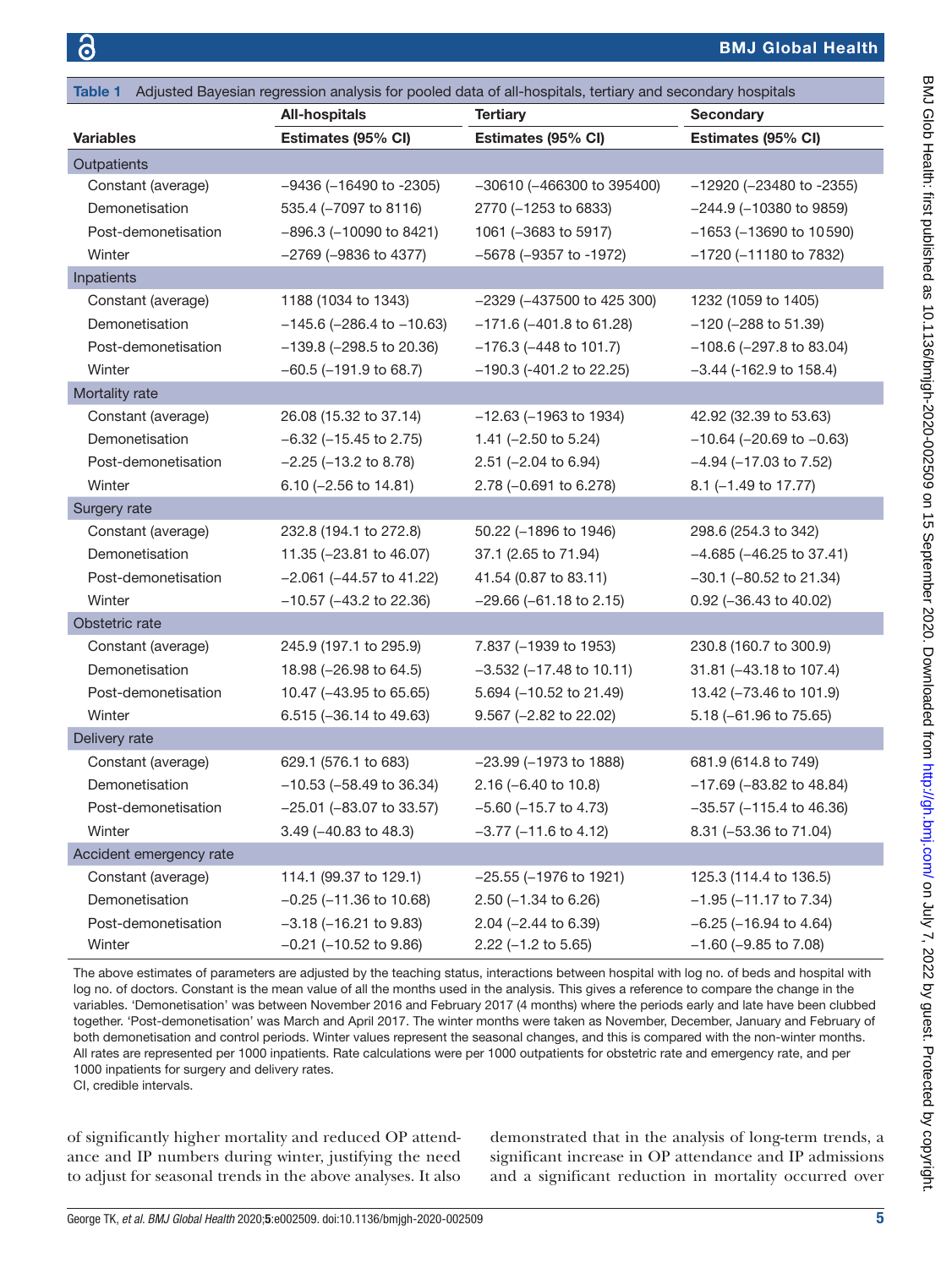**Table 1** Adjusted Bayesian regression analysis for pooled data of all-hospitals, tertiary and secondary hospitals

| Variables | All-hospitals Estimates (95% CI) | Tertiary Estimates (95% CI) | Secondary Estimates (95% CI) |
|---|---|---|---|
| **Outpatients** | | | |
| Constant (average) | −9436 (−16490 to -2305) | −30610 (−466300 to 395400) | −12920 (−23480 to −2355) |
| Demonetisation | 535.4 (−7097 to 8116) | 2770 (−1253 to 6833) | −244.9 (−10380 to 9859) |
| Post-demonetisation | −896.3 (−10090 to 8421) | 1061 (−3683 to 5917) | −1653 (−13690 to 10590) |
| Winter | −2769 (−9836 to 4377) | −5678 (−9357 to -1972) | −1720 (−11180 to 7832) |
| **Inpatients** | | | |
| Constant (average) | 1188 (1034 to 1343) | −2329 (−437500 to 425 300) | 1232 (1059 to 1405) |
| Demonetisation | −145.6 (−286.4 to −10.63) | −171.6 (−401.8 to 61.28) | −120 (−288 to 51.39) |
| Post-demonetisation | −139.8 (−298.5 to 20.36) | −176.3 (−448 to 101.7) | −108.6 (−297.8 to 83.04) |
| Winter | −60.5 (−191.9 to 68.7) | −190.3 (-401.2 to 22.25) | −3.44 (-162.9 to 158.4) |
| **Mortality rate** | | | |
| Constant (average) | 26.08 (15.32 to 37.14) | −12.63 (−1963 to 1934) | 42.92 (32.39 to 53.63) |
| Demonetisation | −6.32 (−15.45 to 2.75) | 1.41 (−2.50 to 5.24) | −10.64 (−20.69 to −0.63) |
| Post-demonetisation | −2.25 (−13.2 to 8.78) | 2.51 (−2.04 to 6.94) | −4.94 (−17.03 to 7.52) |
| Winter | 6.10 (−2.56 to 14.81) | 2.78 (−0.691 to 6.278) | 8.1 (−1.49 to 17.77) |
| **Surgery rate** | | | |
| Constant (average) | 232.8 (194.1 to 272.8) | 50.22 (−1896 to 1946) | 298.6 (254.3 to 342) |
| Demonetisation | 11.35 (−23.81 to 46.07) | 37.1 (2.65 to 71.94) | −4.685 (−46.25 to 37.41) |
| Post-demonetisation | −2.061 (−44.57 to 41.22) | 41.54 (0.87 to 83.11) | −30.1 (−80.52 to 21.34) |
| Winter | −10.57 (−43.2 to 22.36) | −29.66 (−61.18 to 2.15) | 0.92 (−36.43 to 40.02) |
| **Obstetric rate** | | | |
| Constant (average) | 245.9 (197.1 to 295.9) | 7.837 (−1939 to 1953) | 230.8 (160.7 to 300.9) |
| Demonetisation | 18.98 (−26.98 to 64.5) | −3.532 (−17.48 to 10.11) | 31.81 (−43.18 to 107.4) |
| Post-demonetisation | 10.47 (−43.95 to 65.65) | 5.694 (−10.52 to 21.49) | 13.42 (−73.46 to 101.9) |
| Winter | 6.515 (−36.14 to 49.63) | 9.567 (−2.82 to 22.02) | 5.18 (−61.96 to 75.65) |
| **Delivery rate** | | | |
| Constant (average) | 629.1 (576.1 to 683) | −23.99 (−1973 to 1888) | 681.9 (614.8 to 749) |
| Demonetisation | −10.53 (−58.49 to 36.34) | 2.16 (−6.40 to 10.8) | −17.69 (−83.82 to 48.84) |
| Post-demonetisation | −25.01 (−83.07 to 33.57) | −5.60 (−15.7 to 4.73) | −35.57 (−115.4 to 46.36) |
| Winter | 3.49 (−40.83 to 48.3) | −3.77 (−11.6 to 4.12) | 8.31 (−53.36 to 71.04) |
| **Accident emergency rate** | | | |
| Constant (average) | 114.1 (99.37 to 129.1) | −25.55 (−1976 to 1921) | 125.3 (114.4 to 136.5) |
| Demonetisation | −0.25 (−11.36 to 10.68) | 2.50 (−1.34 to 6.26) | −1.95 (−11.17 to 7.34) |
| Post-demonetisation | −3.18 (−16.21 to 9.83) | 2.04 (−2.44 to 6.39) | −6.25 (−16.94 to 4.64) |
| Winter | −0.21 (−10.52 to 9.86) | 2.22 (−1.2 to 5.65) | −1.60 (−9.85 to 7.08) |

The above estimates of parameters are adjusted by the teaching status, interactions between hospital with log no. of beds and hospital with log no. of doctors. Constant is the mean value of all the months used in the analysis. This gives a reference to compare the change in the variables. 'Demonetisation' was between November 2016 and February 2017 (4 months) where the periods early and late have been clubbed together. 'Post-demonetisation' was March and April 2017. The winter months were taken as November, December, January and February of both demonetisation and control periods. Winter values represent the seasonal changes, and this is compared with the non-winter months. All rates are represented per 1000 inpatients. Rate calculations were per 1000 outpatients for obstetric rate and emergency rate, and per 1000 inpatients for surgery and delivery rates.
CI, credible intervals.

of significantly higher mortality and reduced OP attendance and IP numbers during winter, justifying the need to adjust for seasonal trends in the above analyses. It also demonstrated that in the analysis of long-term trends, a significant increase in OP attendance and IP admissions and a significant reduction in mortality occurred over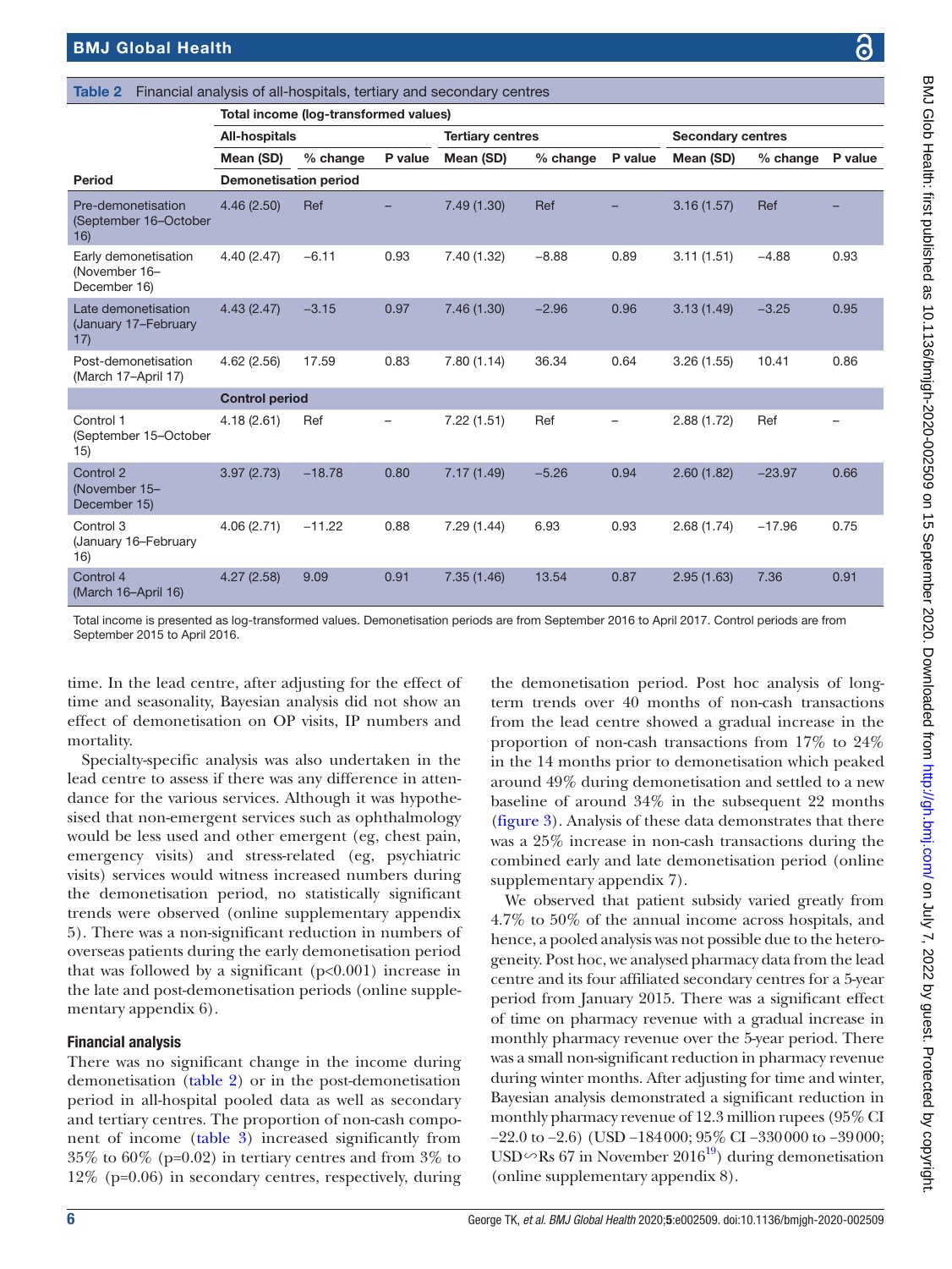**Table 2** Financial analysis of all-hospitals, tertiary and secondary centres

| | Total income (log-transformed values) | | | | | | | | |
|---|---|---|---|---|---|---|---|---|---|
| | All-hospitals | | | Tertiary centres | | | Secondary centres | | |
| | Mean (SD) | % change | P value | Mean (SD) | % change | P value | Mean (SD) | % change | P value |
| **Period** | **Demonetisation period** | | | | | | | | |
| Pre-demonetisation (September 16–October 16) | 4.46 (2.50) | Ref | – | 7.49 (1.30) | Ref | – | 3.16 (1.57) | Ref | – |
| Early demonetisation (November 16–December 16) | 4.40 (2.47) | −6.11 | 0.93 | 7.40 (1.32) | −8.88 | 0.89 | 3.11 (1.51) | −4.88 | 0.93 |
| Late demonetisation (January 17–February 17) | 4.43 (2.47) | −3.15 | 0.97 | 7.46 (1.30) | −2.96 | 0.96 | 3.13 (1.49) | −3.25 | 0.95 |
| Post-demonetisation (March 17–April 17) | 4.62 (2.56) | 17.59 | 0.83 | 7.80 (1.14) | 36.34 | 0.64 | 3.26 (1.55) | 10.41 | 0.86 |
| | **Control period** | | | | | | | | |
| Control 1 (September 15–October 15) | 4.18 (2.61) | Ref | – | 7.22 (1.51) | Ref | – | 2.88 (1.72) | Ref | – |
| Control 2 (November 15–December 15) | 3.97 (2.73) | −18.78 | 0.80 | 7.17 (1.49) | −5.26 | 0.94 | 2.60 (1.82) | −23.97 | 0.66 |
| Control 3 (January 16–February 16) | 4.06 (2.71) | −11.22 | 0.88 | 7.29 (1.44) | 6.93 | 0.93 | 2.68 (1.74) | −17.96 | 0.75 |
| Control 4 (March 16–April 16) | 4.27 (2.58) | 9.09 | 0.91 | 7.35 (1.46) | 13.54 | 0.87 | 2.95 (1.63) | 7.36 | 0.91 |

Total income is presented as log-transformed values. Demonetisation periods are from September 2016 to April 2017. Control periods are from September 2015 to April 2016.

time. In the lead centre, after adjusting for the effect of time and seasonality, Bayesian analysis did not show an effect of demonetisation on OP visits, IP numbers and mortality.

Specialty-specific analysis was also undertaken in the lead centre to assess if there was any difference in attendance for the various services. Although it was hypothesised that non-emergent services such as ophthalmology would be less used and other emergent (eg, chest pain, emergency visits) and stress-related (eg, psychiatric visits) services would witness increased numbers during the demonetisation period, no statistically significant trends were observed (online supplementary appendix 5). There was a non-significant reduction in numbers of overseas patients during the early demonetisation period that was followed by a significant ($p<0.001$) increase in the late and post-demonetisation periods (online supplementary appendix 6).

### Financial analysis

There was no significant change in the income during demonetisation (table 2) or in the post-demonetisation period in all-hospital pooled data as well as secondary and tertiary centres. The proportion of non-cash component of income (table 3) increased significantly from 35% to 60% ($p=0.02$) in tertiary centres and from 3% to 12% ($p=0.06$) in secondary centres, respectively, during the demonetisation period. Post hoc analysis of long-term trends over 40 months of non-cash transactions from the lead centre showed a gradual increase in the proportion of non-cash transactions from 17% to 24% in the 14 months prior to demonetisation which peaked around 49% during demonetisation and settled to a new baseline of around 34% in the subsequent 22 months (figure 3). Analysis of these data demonstrates that there was a 25% increase in non-cash transactions during the combined early and late demonetisation period (online supplementary appendix 7).

We observed that patient subsidy varied greatly from 4.7% to 50% of the annual income across hospitals, and hence, a pooled analysis was not possible due to the heterogeneity. Post hoc, we analysed pharmacy data from the lead centre and its four affiliated secondary centres for a 5-year period from January 2015. There was a significant effect of time on pharmacy revenue with a gradual increase in monthly pharmacy revenue over the 5-year period. There was a small non-significant reduction in pharmacy revenue during winter months. After adjusting for time and winter, Bayesian analysis demonstrated a significant reduction in monthly pharmacy revenue of 12.3 million rupees (95% CI −22.0 to −2.6) (USD −184 000; 95% CI −330 000 to −39 000; USD∽Rs 67 in November 2016[19]) during demonetisation (online supplementary appendix 8).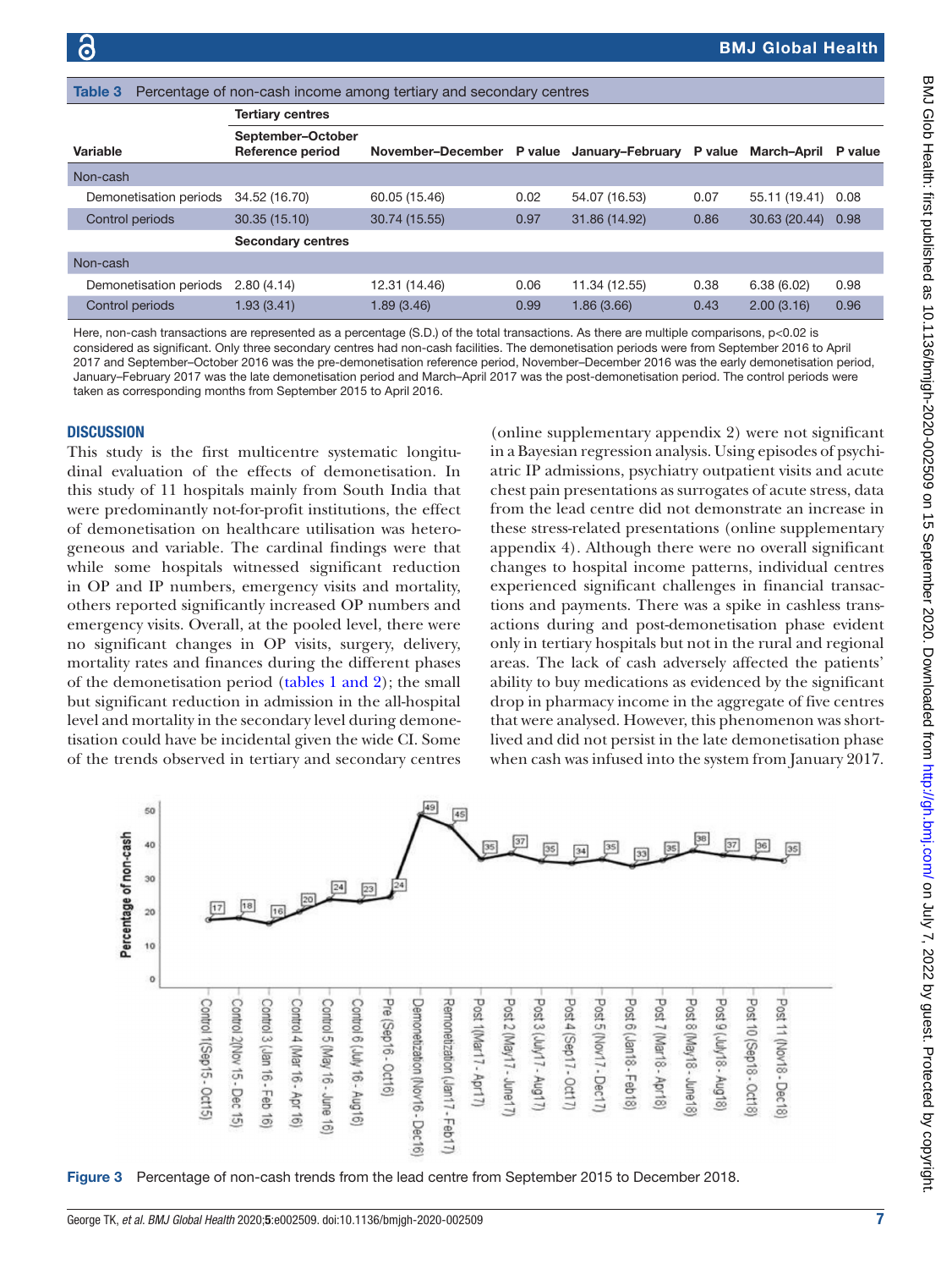Table 3 Percentage of non-cash income among tertiary and secondary centres

| Variable | September–October Reference period | November–December | P value | January–February | P value | March–April | P value |
|---|---|---|---|---|---|---|---|
| **Tertiary centres** | | | | | | | |
| Non-cash | | | | | | | |
| Demonetisation periods | 34.52 (16.70) | 60.05 (15.46) | 0.02 | 54.07 (16.53) | 0.07 | 55.11 (19.41) | 0.08 |
| Control periods | 30.35 (15.10) | 30.74 (15.55) | 0.97 | 31.86 (14.92) | 0.86 | 30.63 (20.44) | 0.98 |
| **Secondary centres** | | | | | | | |
| Non-cash | | | | | | | |
| Demonetisation periods | 2.80 (4.14) | 12.31 (14.46) | 0.06 | 11.34 (12.55) | 0.38 | 6.38 (6.02) | 0.98 |
| Control periods | 1.93 (3.41) | 1.89 (3.46) | 0.99 | 1.86 (3.66) | 0.43 | 2.00 (3.16) | 0.96 |

Here, non-cash transactions are represented as a percentage (S.D.) of the total transactions. As there are multiple comparisons, p<0.02 is considered as significant. Only three secondary centres had non-cash facilities. The demonetisation periods were from September 2016 to April 2017 and September–October 2016 was the pre-demonetisation reference period, November–December 2016 was the early demonetisation period, January–February 2017 was the late demonetisation period and March–April 2017 was the post-demonetisation period. The control periods were taken as corresponding months from September 2015 to April 2016.

## DISCUSSION

This study is the first multicentre systematic longitudinal evaluation of the effects of demonetisation. In this study of 11 hospitals mainly from South India that were predominantly not-for-profit institutions, the effect of demonetisation on healthcare utilisation was heterogeneous and variable. The cardinal findings were that while some hospitals witnessed significant reduction in OP and IP numbers, emergency visits and mortality, others reported significantly increased OP numbers and emergency visits. Overall, at the pooled level, there were no significant changes in OP visits, surgery, delivery, mortality rates and finances during the different phases of the demonetisation period (tables 1 and 2); the small but significant reduction in admission in the all-hospital level and mortality in the secondary level during demonetisation could have be incidental given the wide CI. Some of the trends observed in tertiary and secondary centres (online supplementary appendix 2) were not significant in a Bayesian regression analysis. Using episodes of psychiatric IP admissions, psychiatry outpatient visits and acute chest pain presentations as surrogates of acute stress, data from the lead centre did not demonstrate an increase in these stress-related presentations (online supplementary appendix 4). Although there were no overall significant changes to hospital income patterns, individual centres experienced significant challenges in financial transactions and payments. There was a spike in cashless transactions during and post-demonetisation phase evident only in tertiary hospitals but not in the rural and regional areas. The lack of cash adversely affected the patients' ability to buy medications as evidenced by the significant drop in pharmacy income in the aggregate of five centres that were analysed. However, this phenomenon was short-lived and did not persist in the late demonetisation phase when cash was infused into the system from January 2017.

Figure 3 Percentage of non-cash trends from the lead centre from September 2015 to December 2018.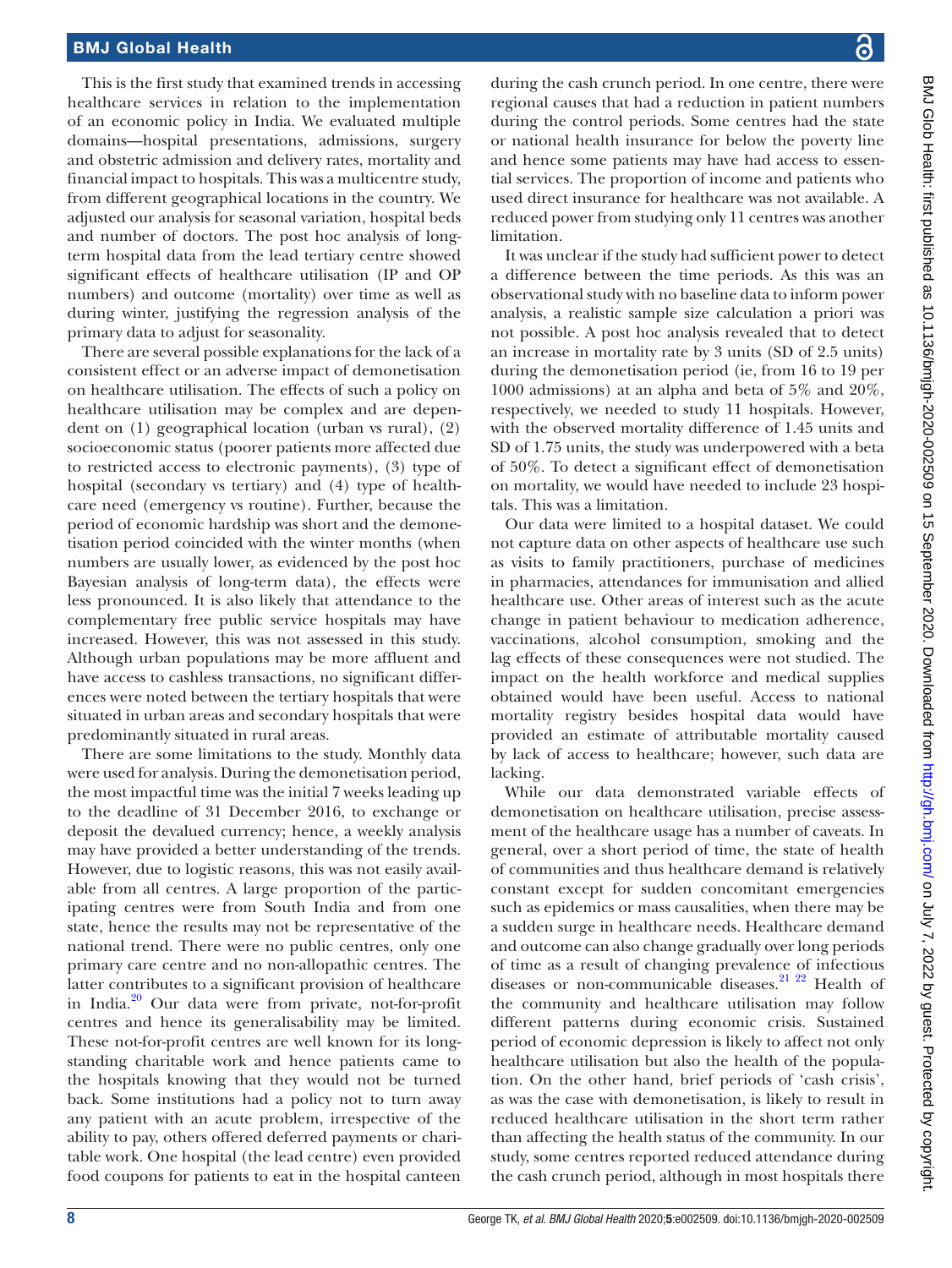This is the first study that examined trends in accessing healthcare services in relation to the implementation of an economic policy in India. We evaluated multiple domains—hospital presentations, admissions, surgery and obstetric admission and delivery rates, mortality and financial impact to hospitals. This was a multicentre study, from different geographical locations in the country. We adjusted our analysis for seasonal variation, hospital beds and number of doctors. The post hoc analysis of long-term hospital data from the lead tertiary centre showed significant effects of healthcare utilisation (IP and OP numbers) and outcome (mortality) over time as well as during winter, justifying the regression analysis of the primary data to adjust for seasonality.

There are several possible explanations for the lack of a consistent effect or an adverse impact of demonetisation on healthcare utilisation. The effects of such a policy on healthcare utilisation may be complex and are dependent on (1) geographical location (urban vs rural), (2) socioeconomic status (poorer patients more affected due to restricted access to electronic payments), (3) type of hospital (secondary vs tertiary) and (4) type of healthcare need (emergency vs routine). Further, because the period of economic hardship was short and the demonetisation period coincided with the winter months (when numbers are usually lower, as evidenced by the post hoc Bayesian analysis of long-term data), the effects were less pronounced. It is also likely that attendance to the complementary free public service hospitals may have increased. However, this was not assessed in this study. Although urban populations may be more affluent and have access to cashless transactions, no significant differences were noted between the tertiary hospitals that were situated in urban areas and secondary hospitals that were predominantly situated in rural areas.

There are some limitations to the study. Monthly data were used for analysis. During the demonetisation period, the most impactful time was the initial 7 weeks leading up to the deadline of 31 December 2016, to exchange or deposit the devalued currency; hence, a weekly analysis may have provided a better understanding of the trends. However, due to logistic reasons, this was not easily available from all centres. A large proportion of the participating centres were from South India and from one state, hence the results may not be representative of the national trend. There were no public centres, only one primary care centre and no non-allopathic centres. The latter contributes to a significant provision of healthcare in India.[20] Our data were from private, not-for-profit centres and hence its generalisability may be limited. These not-for-profit centres are well known for its long-standing charitable work and hence patients came to the hospitals knowing that they would not be turned back. Some institutions had a policy not to turn away any patient with an acute problem, irrespective of the ability to pay, others offered deferred payments or charitable work. One hospital (the lead centre) even provided food coupons for patients to eat in the hospital canteen during the cash crunch period. In one centre, there were regional causes that had a reduction in patient numbers during the control periods. Some centres had the state or national health insurance for below the poverty line and hence some patients may have had access to essential services. The proportion of income and patients who used direct insurance for healthcare was not available. A reduced power from studying only 11 centres was another limitation.

It was unclear if the study had sufficient power to detect a difference between the time periods. As this was an observational study with no baseline data to inform power analysis, a realistic sample size calculation a priori was not possible. A post hoc analysis revealed that to detect an increase in mortality rate by 3 units (SD of 2.5 units) during the demonetisation period (ie, from 16 to 19 per 1000 admissions) at an alpha and beta of 5% and 20%, respectively, we needed to study 11 hospitals. However, with the observed mortality difference of 1.45 units and SD of 1.75 units, the study was underpowered with a beta of 50%. To detect a significant effect of demonetisation on mortality, we would have needed to include 23 hospitals. This was a limitation.

Our data were limited to a hospital dataset. We could not capture data on other aspects of healthcare use such as visits to family practitioners, purchase of medicines in pharmacies, attendances for immunisation and allied healthcare use. Other areas of interest such as the acute change in patient behaviour to medication adherence, vaccinations, alcohol consumption, smoking and the lag effects of these consequences were not studied. The impact on the health workforce and medical supplies obtained would have been useful. Access to national mortality registry besides hospital data would have provided an estimate of attributable mortality caused by lack of access to healthcare; however, such data are lacking.

While our data demonstrated variable effects of demonetisation on healthcare utilisation, precise assessment of the healthcare usage has a number of caveats. In general, over a short period of time, the state of health of communities and thus healthcare demand is relatively constant except for sudden concomitant emergencies such as epidemics or mass causalities, when there may be a sudden surge in healthcare needs. Healthcare demand and outcome can also change gradually over long periods of time as a result of changing prevalence of infectious diseases or non-communicable diseases.[21,22] Health of the community and healthcare utilisation may follow different patterns during economic crisis. Sustained period of economic depression is likely to affect not only healthcare utilisation but also the health of the population. On the other hand, brief periods of 'cash crisis', as was the case with demonetisation, is likely to result in reduced healthcare utilisation in the short term rather than affecting the health status of the community. In our study, some centres reported reduced attendance during the cash crunch period, although in most hospitals there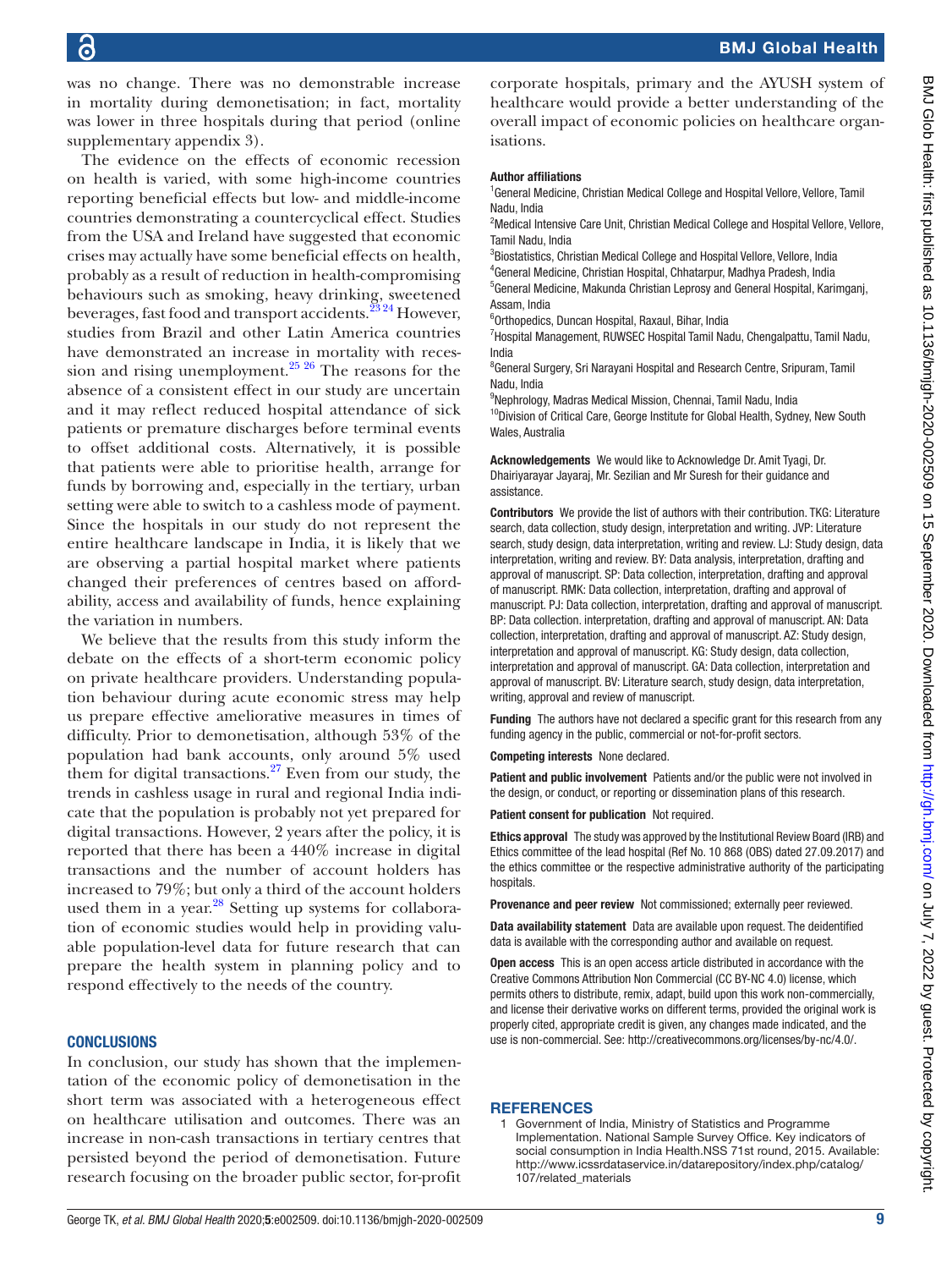was no change. There was no demonstrable increase in mortality during demonetisation; in fact, mortality was lower in three hospitals during that period (online supplementary appendix 3).

The evidence on the effects of economic recession on health is varied, with some high-income countries reporting beneficial effects but low- and middle-income countries demonstrating a countercyclical effect. Studies from the USA and Ireland have suggested that economic crises may actually have some beneficial effects on health, probably as a result of reduction in health-compromising behaviours such as smoking, heavy drinking, sweetened beverages, fast food and transport accidents.[23 24] However, studies from Brazil and other Latin America countries have demonstrated an increase in mortality with recession and rising unemployment.[25 26] The reasons for the absence of a consistent effect in our study are uncertain and it may reflect reduced hospital attendance of sick patients or premature discharges before terminal events to offset additional costs. Alternatively, it is possible that patients were able to prioritise health, arrange for funds by borrowing and, especially in the tertiary, urban setting were able to switch to a cashless mode of payment. Since the hospitals in our study do not represent the entire healthcare landscape in India, it is likely that we are observing a partial hospital market where patients changed their preferences of centres based on affordability, access and availability of funds, hence explaining the variation in numbers.

We believe that the results from this study inform the debate on the effects of a short-term economic policy on private healthcare providers. Understanding population behaviour during acute economic stress may help us prepare effective ameliorative measures in times of difficulty. Prior to demonetisation, although 53% of the population had bank accounts, only around 5% used them for digital transactions.[27] Even from our study, the trends in cashless usage in rural and regional India indicate that the population is probably not yet prepared for digital transactions. However, 2 years after the policy, it is reported that there has been a 440% increase in digital transactions and the number of account holders has increased to 79%; but only a third of the account holders used them in a year.[28] Setting up systems for collaboration of economic studies would help in providing valuable population-level data for future research that can prepare the health system in planning policy and to respond effectively to the needs of the country.

## CONCLUSIONS

In conclusion, our study has shown that the implementation of the economic policy of demonetisation in the short term was associated with a heterogeneous effect on healthcare utilisation and outcomes. There was an increase in non-cash transactions in tertiary centres that persisted beyond the period of demonetisation. Future research focusing on the broader public sector, for-profit corporate hospitals, primary and the AYUSH system of healthcare would provide a better understanding of the overall impact of economic policies on healthcare organisations.

**Author affiliations**
[1]General Medicine, Christian Medical College and Hospital Vellore, Vellore, Tamil Nadu, India
[2]Medical Intensive Care Unit, Christian Medical College and Hospital Vellore, Vellore, Tamil Nadu, India
[3]Biostatistics, Christian Medical College and Hospital Vellore, Vellore, India
[4]General Medicine, Christian Hospital, Chhatarpur, Madhya Pradesh, India
[5]General Medicine, Makunda Christian Leprosy and General Hospital, Karimganj, Assam, India
[6]Orthopedics, Duncan Hospital, Raxaul, Bihar, India
[7]Hospital Management, RUWSEC Hospital Tamil Nadu, Chengalpattu, Tamil Nadu, India
[8]General Surgery, Sri Narayani Hospital and Research Centre, Sripuram, Tamil Nadu, India
[9]Nephrology, Madras Medical Mission, Chennai, Tamil Nadu, India
[10]Division of Critical Care, George Institute for Global Health, Sydney, New South Wales, Australia

**Acknowledgements** We would like to Acknowledge Dr. Amit Tyagi, Dr. Dhairiyarayar Jayaraj, Mr. Sezilian and Mr Suresh for their guidance and assistance.

**Contributors** We provide the list of authors with their contribution. TKG: Literature search, data collection, study design, interpretation and writing. JVP: Literature search, study design, data interpretation, writing and review. LJ: Study design, data interpretation, writing and review. BY: Data analysis, interpretation, drafting and approval of manuscript. SP: Data collection, interpretation, drafting and approval of manuscript. RMK: Data collection, interpretation, drafting and approval of manuscript. PJ: Data collection, interpretation, drafting and approval of manuscript. BP: Data collection. interpretation, drafting and approval of manuscript. AN: Data collection, interpretation, drafting and approval of manuscript. AZ: Study design, interpretation and approval of manuscript. KG: Study design, data collection, interpretation and approval of manuscript. GA: Data collection, interpretation and approval of manuscript. BV: Literature search, study design, data interpretation, writing, approval and review of manuscript.

**Funding** The authors have not declared a specific grant for this research from any funding agency in the public, commercial or not-for-profit sectors.

**Competing interests** None declared.

**Patient and public involvement** Patients and/or the public were not involved in the design, or conduct, or reporting or dissemination plans of this research.

**Patient consent for publication** Not required.

**Ethics approval** The study was approved by the Institutional Review Board (IRB) and Ethics committee of the lead hospital (Ref No. 10 868 (OBS) dated 27.09.2017) and the ethics committee or the respective administrative authority of the participating hospitals.

**Provenance and peer review** Not commissioned; externally peer reviewed.

**Data availability statement** Data are available upon request. The deidentified data is available with the corresponding author and available on request.

**Open access** This is an open access article distributed in accordance with the Creative Commons Attribution Non Commercial (CC BY-NC 4.0) license, which permits others to distribute, remix, adapt, build upon this work non-commercially, and license their derivative works on different terms, provided the original work is properly cited, appropriate credit is given, any changes made indicated, and the use is non-commercial. See: http://creativecommons.org/licenses/by-nc/4.0/.

## REFERENCES

1 Government of India, Ministry of Statistics and Programme Implementation. National Sample Survey Office. Key indicators of social consumption in India Health.NSS 71st round, 2015. Available: http://www.icssrdataservice.in/datarepository/index.php/catalog/107/related_materials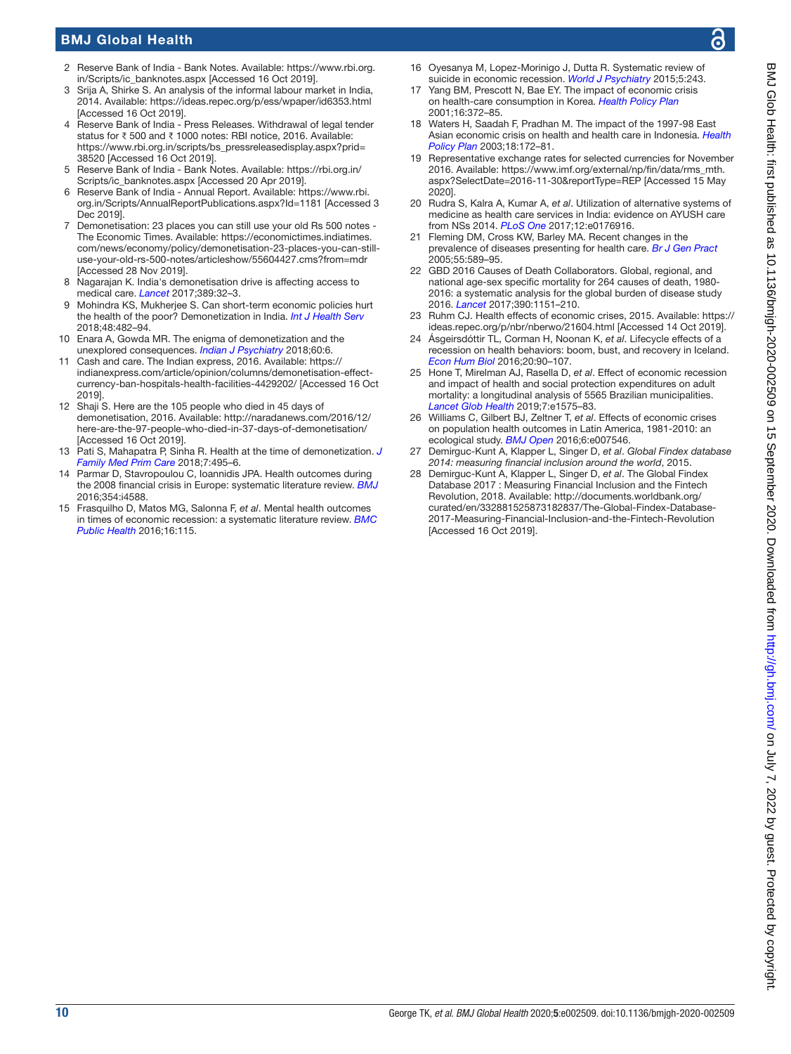2. Reserve Bank of India - Bank Notes. Available: https://www.rbi.org.in/Scripts/ic_banknotes.aspx [Accessed 16 Oct 2019].
3. Srija A, Shirke S. An analysis of the informal labour market in India, 2014. Available: https://ideas.repec.org/p/ess/wpaper/id6353.html [Accessed 16 Oct 2019].
4. Reserve Bank of India - Press Releases. Withdrawal of legal tender status for ₹ 500 and ₹ 1000 notes: RBI notice, 2016. Available: https://www.rbi.org.in/scripts/bs_pressreleasedisplay.aspx?prid=38520 [Accessed 16 Oct 2019].
5. Reserve Bank of India - Bank Notes. Available: https://rbi.org.in/Scripts/ic_banknotes.aspx [Accessed 20 Apr 2019].
6. Reserve Bank of India - Annual Report. Available: https://www.rbi.org.in/Scripts/AnnualReportPublications.aspx?Id=1181 [Accessed 3 Dec 2019].
7. Demonetisation: 23 places you can still use your old Rs 500 notes - The Economic Times. Available: https://economictimes.indiatimes.com/news/economy/policy/demonetisation-23-places-you-can-still-use-your-old-rs-500-notes/articleshow/55604427.cms?from=mdr [Accessed 28 Nov 2019].
8. Nagarajan K. India's demonetisation drive is affecting access to medical care. *Lancet* 2017;389:32–3.
9. Mohindra KS, Mukherjee S. Can short-term economic policies hurt the health of the poor? Demonetization in India. *Int J Health Serv* 2018;48:482–94.
10. Enara A, Gowda MR. The enigma of demonetization and the unexplored consequences. *Indian J Psychiatry* 2018;60:6.
11. Cash and care. The Indian express, 2016. Available: https://indianexpress.com/article/opinion/columns/demonetisation-effect-currency-ban-hospitals-health-facilities-4429202/ [Accessed 16 Oct 2019].
12. Shaji S. Here are the 105 people who died in 45 days of demonetisation, 2016. Available: http://naradanews.com/2016/12/here-are-the-97-people-who-died-in-37-days-of-demonetisation/ [Accessed 16 Oct 2019].
13. Pati S, Mahapatra P, Sinha R. Health at the time of demonetization. *J Family Med Prim Care* 2018;7:495–6.
14. Parmar D, Stavropoulou C, Ioannidis JPA. Health outcomes during the 2008 financial crisis in Europe: systematic literature review. *BMJ* 2016;354:i4588.
15. Frasquilho D, Matos MG, Salonna F, *et al*. Mental health outcomes in times of economic recession: a systematic literature review. *BMC Public Health* 2016;16:115.
16. Oyesanya M, Lopez-Morinigo J, Dutta R. Systematic review of suicide in economic recession. *World J Psychiatry* 2015;5:243.
17. Yang BM, Prescott N, Bae EY. The impact of economic crisis on health-care consumption in Korea. *Health Policy Plan* 2001;16:372–85.
18. Waters H, Saadah F, Pradhan M. The impact of the 1997-98 East Asian economic crisis on health and health care in Indonesia. *Health Policy Plan* 2003;18:172–81.
19. Representative exchange rates for selected currencies for November 2016. Available: https://www.imf.org/external/np/fin/data/rms_mth.aspx?SelectDate=2016-11-30&reportType=REP [Accessed 15 May 2020].
20. Rudra S, Kalra A, Kumar A, *et al*. Utilization of alternative systems of medicine as health care services in India: evidence on AYUSH care from NSs 2014. *PLoS One* 2017;12:e0176916.
21. Fleming DM, Cross KW, Barley MA. Recent changes in the prevalence of diseases presenting for health care. *Br J Gen Pract* 2005;55:589–95.
22. GBD 2016 Causes of Death Collaborators. Global, regional, and national age-sex specific mortality for 264 causes of death, 1980-2016: a systematic analysis for the global burden of disease study 2016. *Lancet* 2017;390:1151–210.
23. Ruhm CJ. Health effects of economic crises, 2015. Available: https://ideas.repec.org/p/nbr/nberwo/21604.html [Accessed 14 Oct 2019].
24. Ásgeirsdóttir TL, Corman H, Noonan K, *et al*. Lifecycle effects of a recession on health behaviors: boom, bust, and recovery in Iceland. *Econ Hum Biol* 2016;20:90–107.
25. Hone T, Mirelman AJ, Rasella D, *et al*. Effect of economic recession and impact of health and social protection expenditures on adult mortality: a longitudinal analysis of 5565 Brazilian municipalities. *Lancet Glob Health* 2019;7:e1575–83.
26. Williams C, Gilbert BJ, Zeltner T, *et al*. Effects of economic crises on population health outcomes in Latin America, 1981-2010: an ecological study. *BMJ Open* 2016;6:e007546.
27. Demirguc-Kunt A, Klapper L, Singer D, *et al*. *Global Findex database 2014: measuring financial inclusion around the world*, 2015.
28. Demirguc-Kunt A, Klapper L, Singer D, *et al*. The Global Findex Database 2017 : Measuring Financial Inclusion and the Fintech Revolution, 2018. Available: http://documents.worldbank.org/curated/en/332881525873182837/The-Global-Findex-Database-2017-Measuring-Financial-Inclusion-and-the-Fintech-Revolution [Accessed 16 Oct 2019].